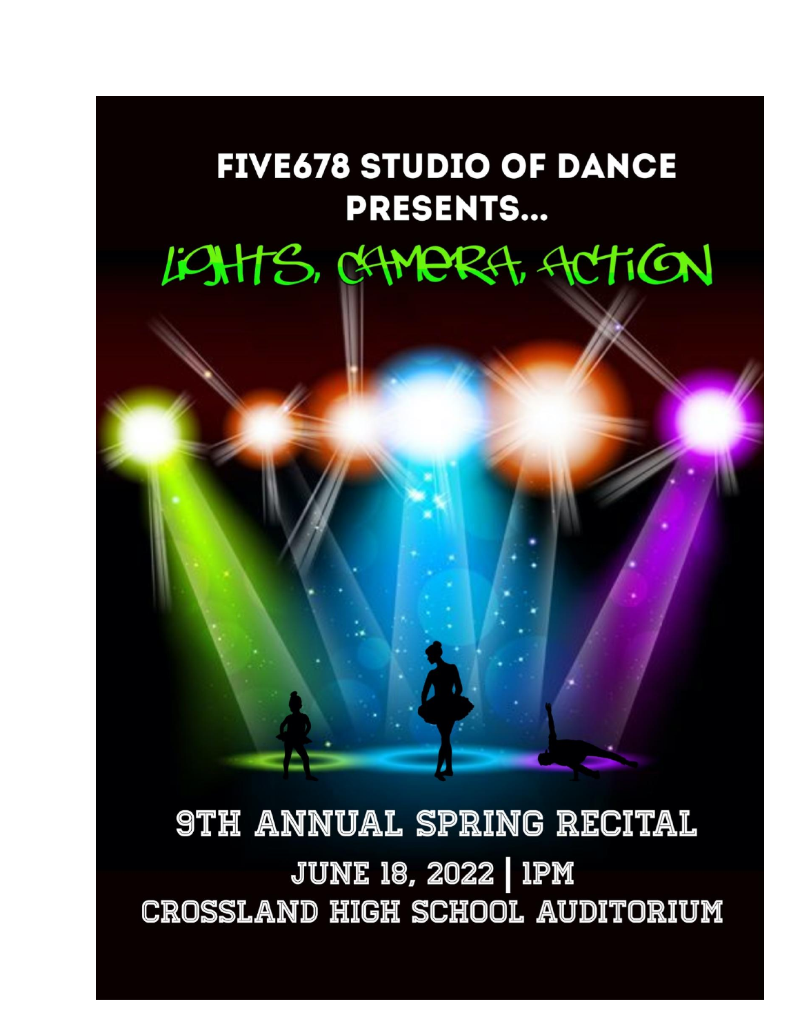# FIVE678 STUDIO OF DANCE PRESENTS...

# LIGHTS, CAMERA, ACTION

## 9TH ANNUAL SPRING RECITAL

**JUNE 18, 2022 | 1PM**

**CROSSLAND HIGH SCHOOL AUDITORIUM**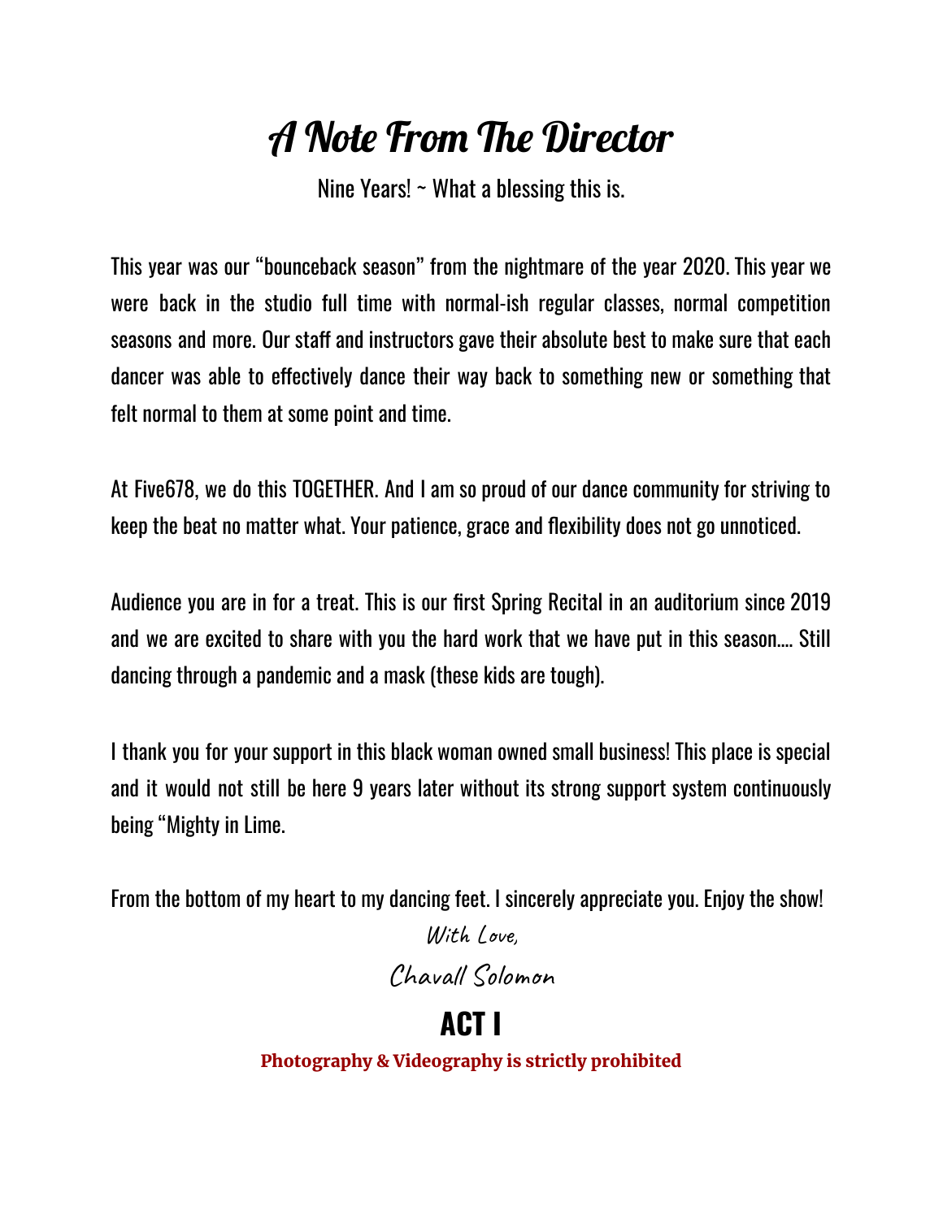# A Note From The Director

Nine Years! ~ What a blessing this is.

This year was our "bounceback season" from the nightmare of the year 2020. This year we were back in the studio full time with normal-ish regular classes, normal competition seasons and more. Our staff and instructors gave their absolute best to make sure that each dancer was able to effectively dance their way back to something new or something that felt normal to them at some point and time.

At Five678, we do this TOGETHER. And I am so proud of our dance community for striving to keep the beat no matter what. Your patience, grace and flexibility does not go unnoticed.

Audience you are in for a treat. This is our first Spring Recital in an auditorium since 2019 and we are excited to share with you the hard work that we have put in this season.... Still dancing through a pandemic and a mask (these kids are tough).

I thank you for your support in this black woman owned small business! This place is special and it would not still be here 9 years later without its strong support system continuously being "Mighty in Lime.

From the bottom of my heart to my dancing feet. I sincerely appreciate you. Enjoy the show!

*With Love,*

*Chavall Solomon*

## ACT I

**Photography & Videography is strictly prohibited**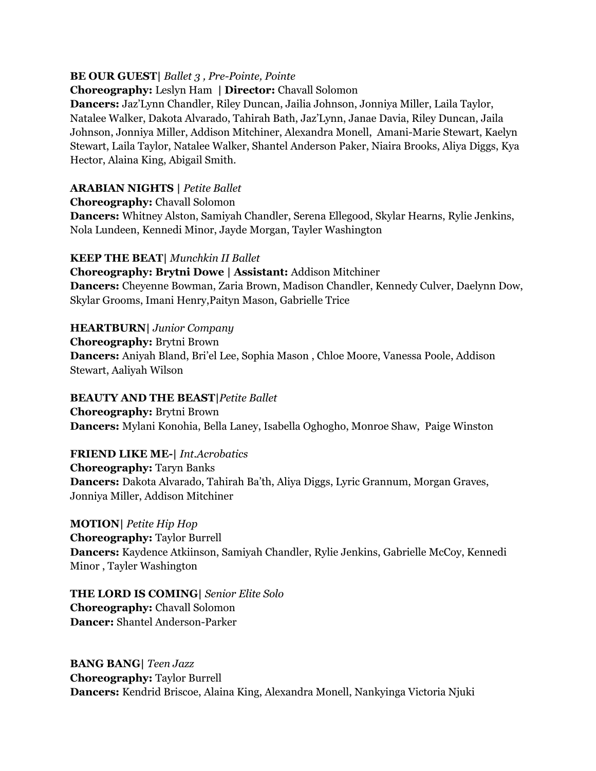**BE OUR GUEST|** *Ballet 3 , Pre-Pointe, Pointe*
**Choreography:** Leslyn Ham **| Director:** Chavall Solomon
**Dancers:** Jaz'Lynn Chandler, Riley Duncan, Jailia Johnson, Jonniya Miller, Laila Taylor, Natalee Walker, Dakota Alvarado, Tahirah Bath, Jaz'Lynn, Janae Davia, Riley Duncan, Jaila Johnson, Jonniya Miller, Addison Mitchiner, Alexandra Monell, Amani-Marie Stewart, Kaelyn Stewart, Laila Taylor, Natalee Walker, Shantel Anderson Paker, Niaira Brooks, Aliya Diggs, Kya Hector, Alaina King, Abigail Smith.

**ARABIAN NIGHTS |** *Petite Ballet*
**Choreography:** Chavall Solomon
**Dancers:** Whitney Alston, Samiyah Chandler, Serena Ellegood, Skylar Hearns, Rylie Jenkins, Nola Lundeen, Kennedi Minor, Jayde Morgan, Tayler Washington

**KEEP THE BEAT|** *Munchkin II Ballet*
**Choreography: Brytni Dowe | Assistant:** Addison Mitchiner
**Dancers:** Cheyenne Bowman, Zaria Brown, Madison Chandler, Kennedy Culver, Daelynn Dow, Skylar Grooms, Imani Henry,Paityn Mason, Gabrielle Trice

**HEARTBURN|** *Junior Company*
**Choreography:** Brytni Brown
**Dancers:** Aniyah Bland, Bri'el Lee, Sophia Mason , Chloe Moore, Vanessa Poole, Addison Stewart, Aaliyah Wilson

**BEAUTY AND THE BEAST|***Petite Ballet*
**Choreography:** Brytni Brown
**Dancers:** Mylani Konohia, Bella Laney, Isabella Oghogho, Monroe Shaw, Paige Winston

**FRIEND LIKE ME-|** *Int.Acrobatics*
**Choreography:** Taryn Banks
**Dancers:** Dakota Alvarado, Tahirah Ba'th, Aliya Diggs, Lyric Grannum, Morgan Graves, Jonniya Miller, Addison Mitchiner

**MOTION|** *Petite Hip Hop*
**Choreography:** Taylor Burrell
**Dancers:** Kaydence Atkiinson, Samiyah Chandler, Rylie Jenkins, Gabrielle McCoy, Kennedi Minor , Tayler Washington

**THE LORD IS COMING|** *Senior Elite Solo*
**Choreography:** Chavall Solomon
**Dancer:** Shantel Anderson-Parker

**BANG BANG|** *Teen Jazz*
**Choreography:** Taylor Burrell
**Dancers:** Kendrid Briscoe, Alaina King, Alexandra Monell, Nankyinga Victoria Njuki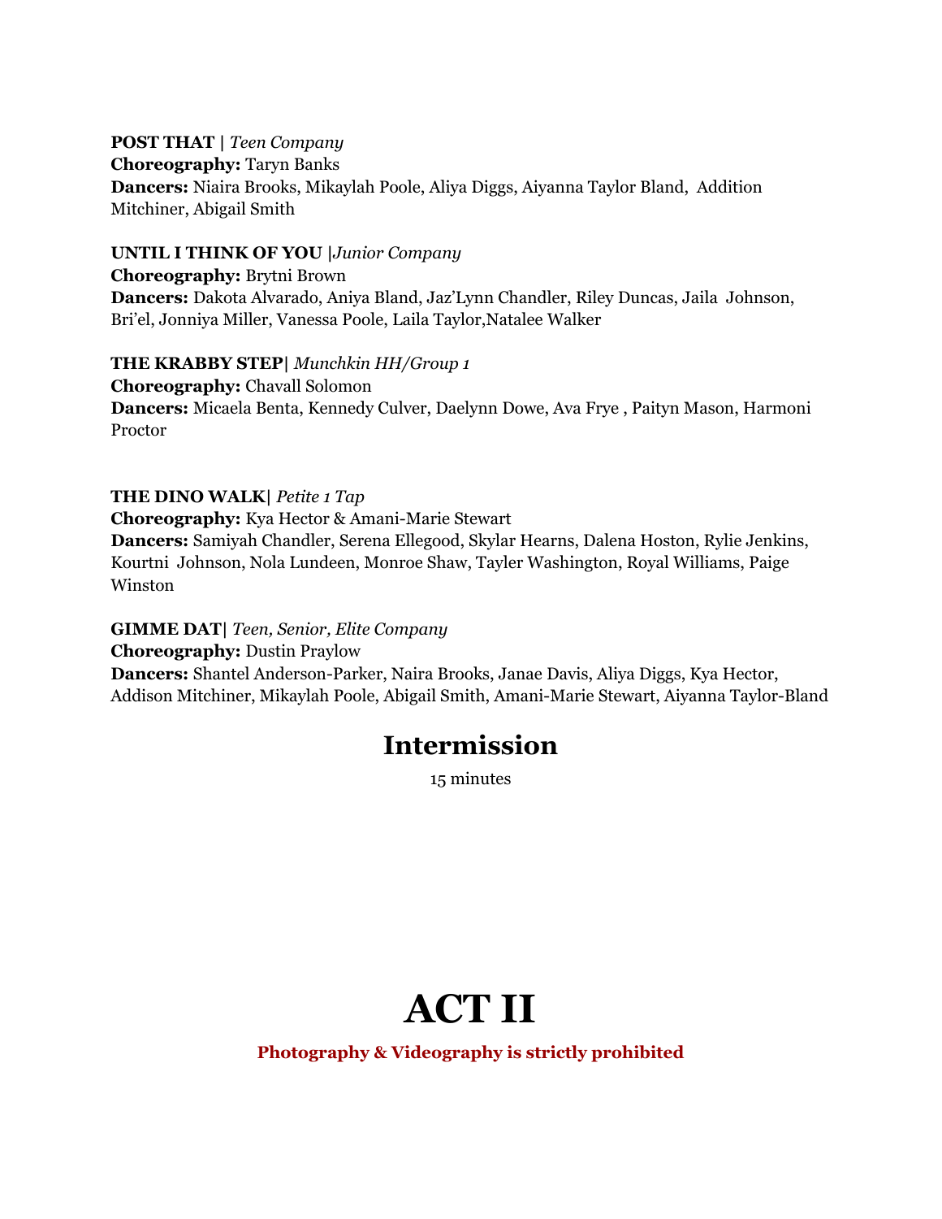**POST THAT |** *Teen Company*
**Choreography:** Taryn Banks
**Dancers:** Niaira Brooks, Mikaylah Poole, Aliya Diggs, Aiyanna Taylor Bland, Addition Mitchiner, Abigail Smith

**UNTIL I THINK OF YOU |** *Junior Company*
**Choreography:** Brytni Brown
**Dancers:** Dakota Alvarado, Aniya Bland, Jaz'Lynn Chandler, Riley Duncas, Jaila Johnson, Bri'el, Jonniya Miller, Vanessa Poole, Laila Taylor,Natalee Walker

**THE KRABBY STEP|** *Munchkin HH/Group 1*
**Choreography:** Chavall Solomon
**Dancers:** Micaela Benta, Kennedy Culver, Daelynn Dowe, Ava Frye , Paityn Mason, Harmoni Proctor

**THE DINO WALK|** *Petite 1 Tap*
**Choreography:** Kya Hector & Amani-Marie Stewart
**Dancers:** Samiyah Chandler, Serena Ellegood, Skylar Hearns, Dalena Hoston, Rylie Jenkins, Kourtni Johnson, Nola Lundeen, Monroe Shaw, Tayler Washington, Royal Williams, Paige Winston

**GIMME DAT|** *Teen, Senior, Elite Company*
**Choreography:** Dustin Praylow
**Dancers:** Shantel Anderson-Parker, Naira Brooks, Janae Davis, Aliya Diggs, Kya Hector, Addison Mitchiner, Mikaylah Poole, Abigail Smith, Amani-Marie Stewart, Aiyanna Taylor-Bland

## Intermission

15 minutes

# ACT II

**Photography & Videography is strictly prohibited**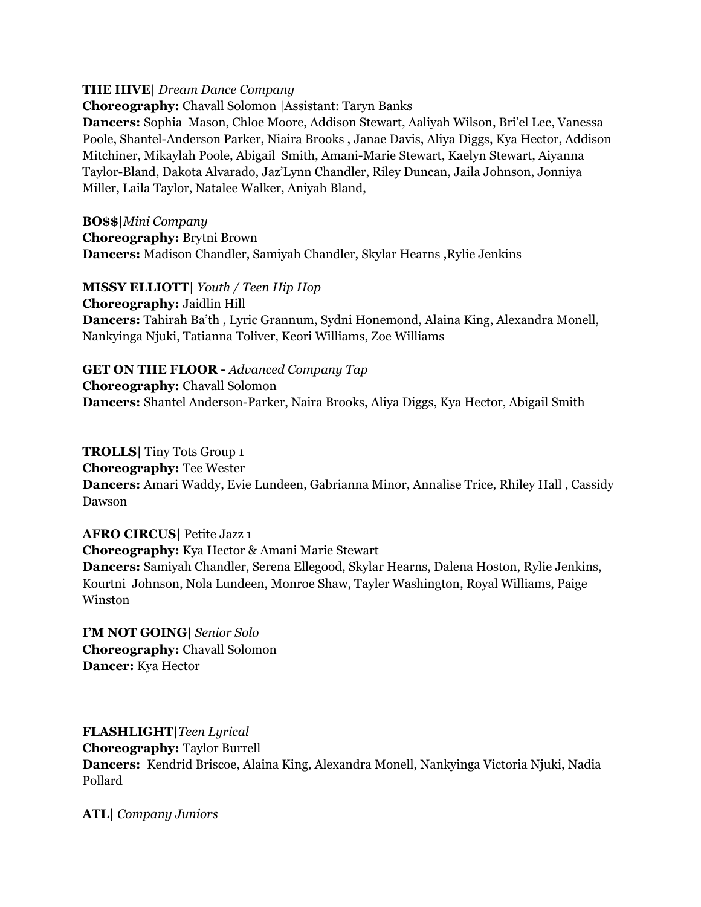**THE HIVE|** *Dream Dance Company*
**Choreography:** Chavall Solomon |Assistant: Taryn Banks
**Dancers:** Sophia Mason, Chloe Moore, Addison Stewart, Aaliyah Wilson, Bri'el Lee, Vanessa Poole, Shantel-Anderson Parker, Niaira Brooks , Janae Davis, Aliya Diggs, Kya Hector, Addison Mitchiner, Mikaylah Poole, Abigail Smith, Amani-Marie Stewart, Kaelyn Stewart, Aiyanna Taylor-Bland, Dakota Alvarado, Jaz'Lynn Chandler, Riley Duncan, Jaila Johnson, Jonniya Miller, Laila Taylor, Natalee Walker, Aniyah Bland,

**BO$$|***Mini Company*
**Choreography:** Brytni Brown
**Dancers:** Madison Chandler, Samiyah Chandler, Skylar Hearns ,Rylie Jenkins

**MISSY ELLIOTT|** *Youth / Teen Hip Hop*
**Choreography:** Jaidlin Hill
**Dancers:** Tahirah Ba'th , Lyric Grannum, Sydni Honemond, Alaina King, Alexandra Monell, Nankyinga Njuki, Tatianna Toliver, Keori Williams, Zoe Williams

**GET ON THE FLOOR -** *Advanced Company Tap*
**Choreography:** Chavall Solomon
**Dancers:** Shantel Anderson-Parker, Naira Brooks, Aliya Diggs, Kya Hector, Abigail Smith

**TROLLS|** Tiny Tots Group 1
**Choreography:** Tee Wester
**Dancers:** Amari Waddy, Evie Lundeen, Gabrianna Minor, Annalise Trice, Rhiley Hall , Cassidy Dawson

**AFRO CIRCUS|** Petite Jazz 1
**Choreography:** Kya Hector & Amani Marie Stewart
**Dancers:** Samiyah Chandler, Serena Ellegood, Skylar Hearns, Dalena Hoston, Rylie Jenkins, Kourtni Johnson, Nola Lundeen, Monroe Shaw, Tayler Washington, Royal Williams, Paige Winston

**I'M NOT GOING|** *Senior Solo*
**Choreography:** Chavall Solomon
**Dancer:** Kya Hector

**FLASHLIGHT|***Teen Lyrical*
**Choreography:** Taylor Burrell
**Dancers:** Kendrid Briscoe, Alaina King, Alexandra Monell, Nankyinga Victoria Njuki, Nadia Pollard

**ATL|** *Company Juniors*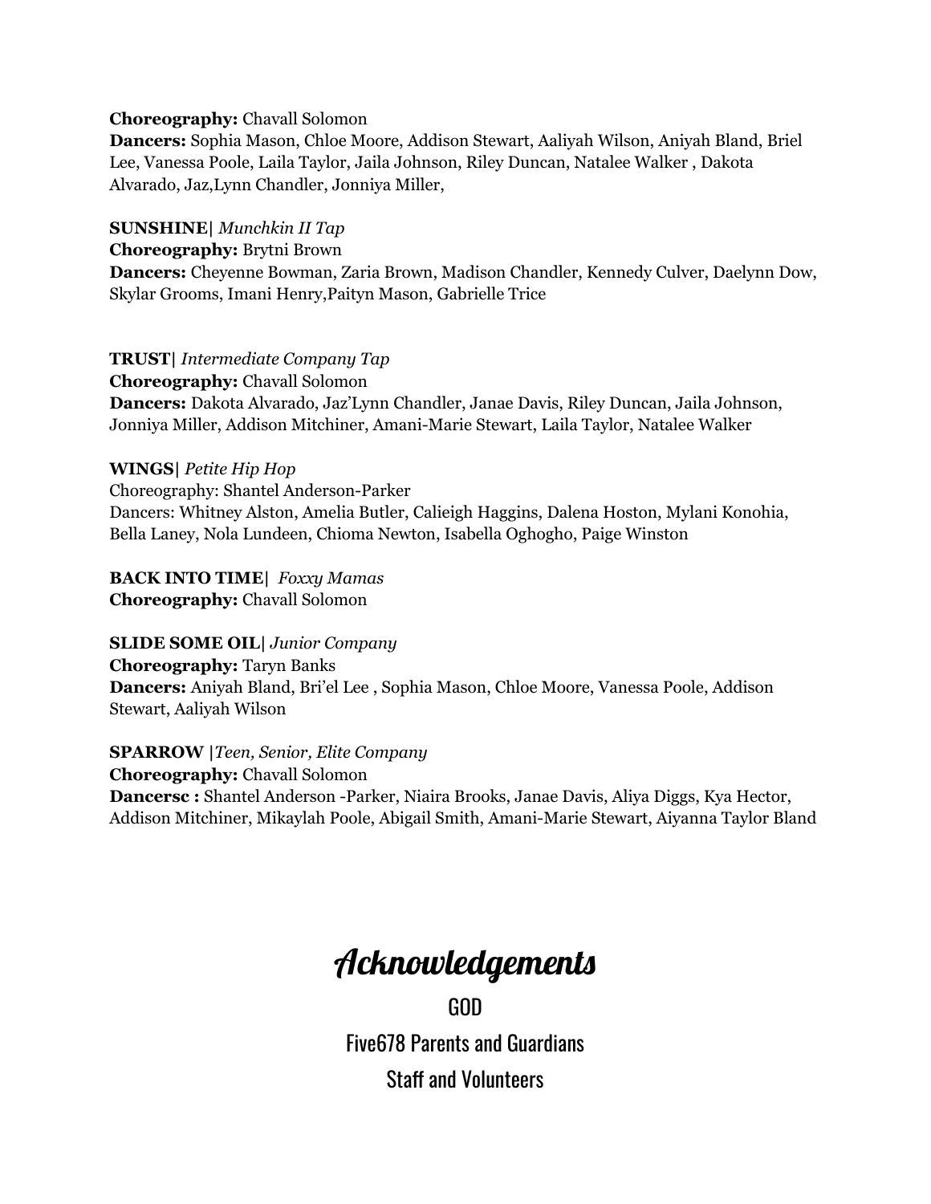**Choreography:** Chavall Solomon
**Dancers:** Sophia Mason, Chloe Moore, Addison Stewart, Aaliyah Wilson, Aniyah Bland, Briel Lee, Vanessa Poole, Laila Taylor, Jaila Johnson, Riley Duncan, Natalee Walker , Dakota Alvarado, Jaz,Lynn Chandler, Jonniya Miller,

**SUNSHINE|** *Munchkin II Tap*
**Choreography:** Brytni Brown
**Dancers:** Cheyenne Bowman, Zaria Brown, Madison Chandler, Kennedy Culver, Daelynn Dow, Skylar Grooms, Imani Henry,Paityn Mason, Gabrielle Trice

**TRUST|** *Intermediate Company Tap*
**Choreography:** Chavall Solomon
**Dancers:** Dakota Alvarado, Jaz'Lynn Chandler, Janae Davis, Riley Duncan, Jaila Johnson, Jonniya Miller, Addison Mitchiner, Amani-Marie Stewart, Laila Taylor, Natalee Walker

**WINGS|** *Petite Hip Hop*
Choreography: Shantel Anderson-Parker
Dancers: Whitney Alston, Amelia Butler, Calieigh Haggins, Dalena Hoston, Mylani Konohia, Bella Laney, Nola Lundeen, Chioma Newton, Isabella Oghogho, Paige Winston

**BACK INTO TIME|** *Foxxy Mamas*
**Choreography:** Chavall Solomon

**SLIDE SOME OIL|** *Junior Company*
**Choreography:** Taryn Banks
**Dancers:** Aniyah Bland, Bri'el Lee , Sophia Mason, Chloe Moore, Vanessa Poole, Addison Stewart, Aaliyah Wilson

**SPARROW |***Teen, Senior, Elite Company*
**Choreography:** Chavall Solomon
**Dancersc :** Shantel Anderson -Parker, Niaira Brooks, Janae Davis, Aliya Diggs, Kya Hector, Addison Mitchiner, Mikaylah Poole, Abigail Smith, Amani-Marie Stewart, Aiyanna Taylor Bland

# Acknowledgements

GOD

Five678 Parents and Guardians

Staff and Volunteers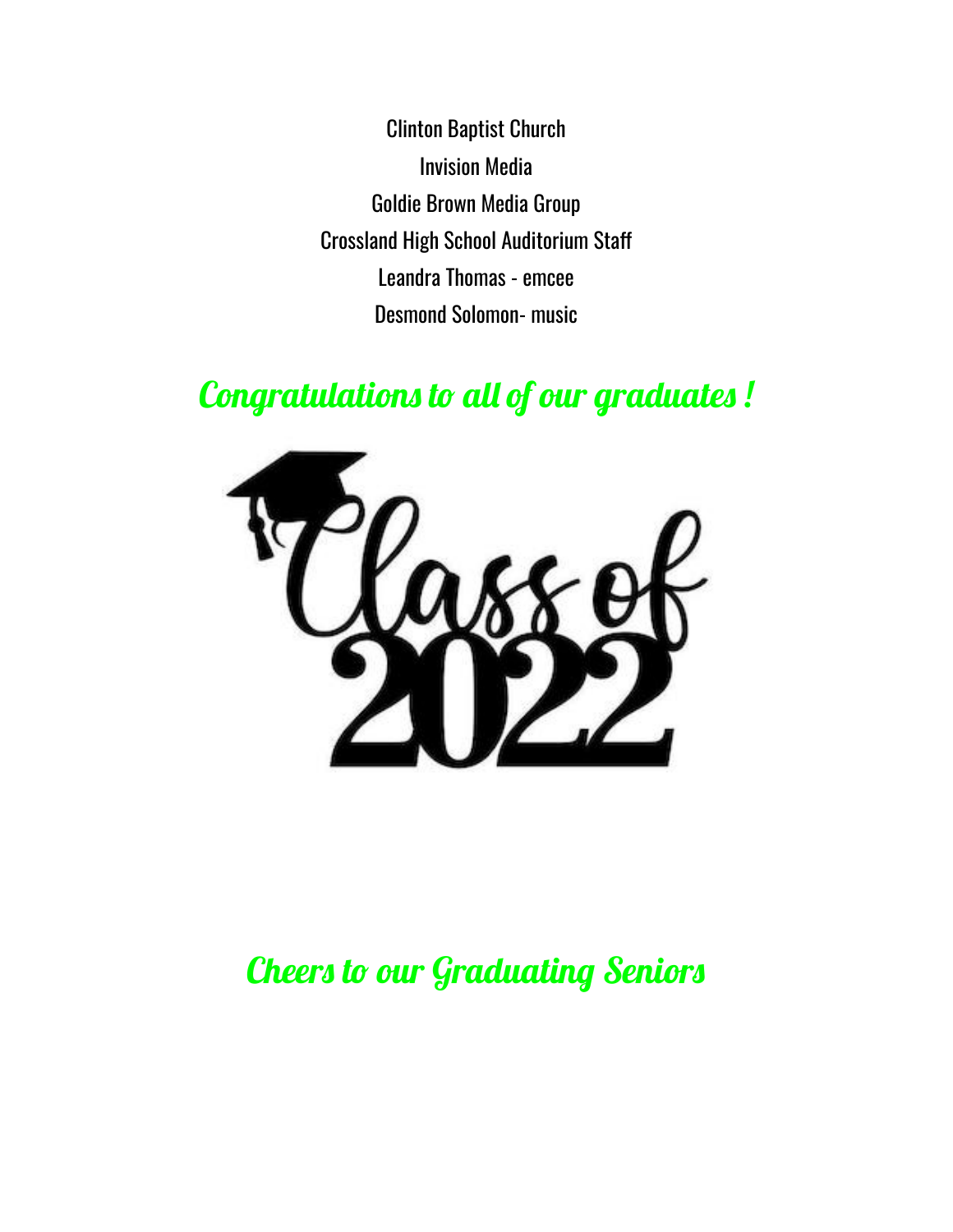Clinton Baptist Church

Invision Media

Goldie Brown Media Group

Crossland High School Auditorium Staff

Leandra Thomas - emcee

Desmond Solomon- music

## *Congratulations to all of our graduates !*

Class of 2022

## *Cheers to our Graduating Seniors*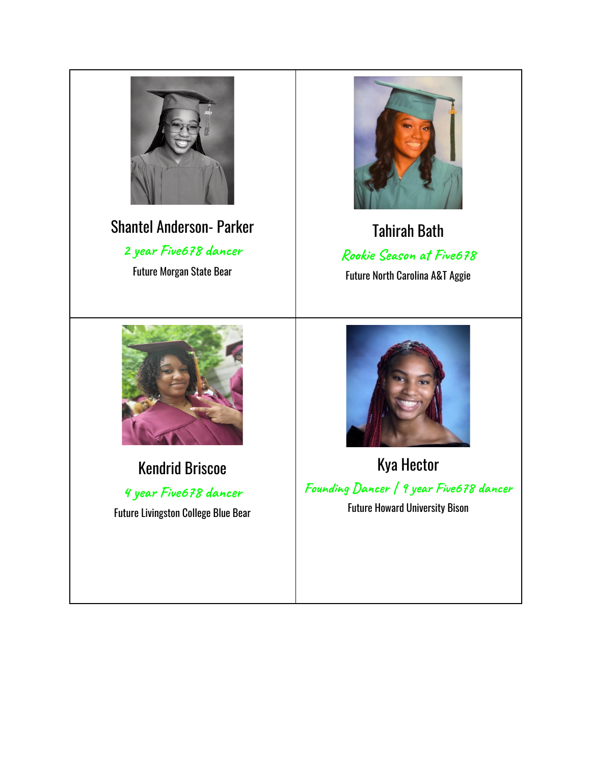| | |
|---|---|
| Shantel Anderson- Parker<br>*2 year Five678 dancer*<br>Future Morgan State Bear | Tahirah Bath<br>*Rookie Season at Five678*<br>Future North Carolina A&T Aggie |
| Kendrid Briscoe<br>*4 year Five678 dancer*<br>Future Livingston College Blue Bear | Kya Hector<br>*Founding Dancer / 9 year Five678 dancer*<br>Future Howard University Bison |